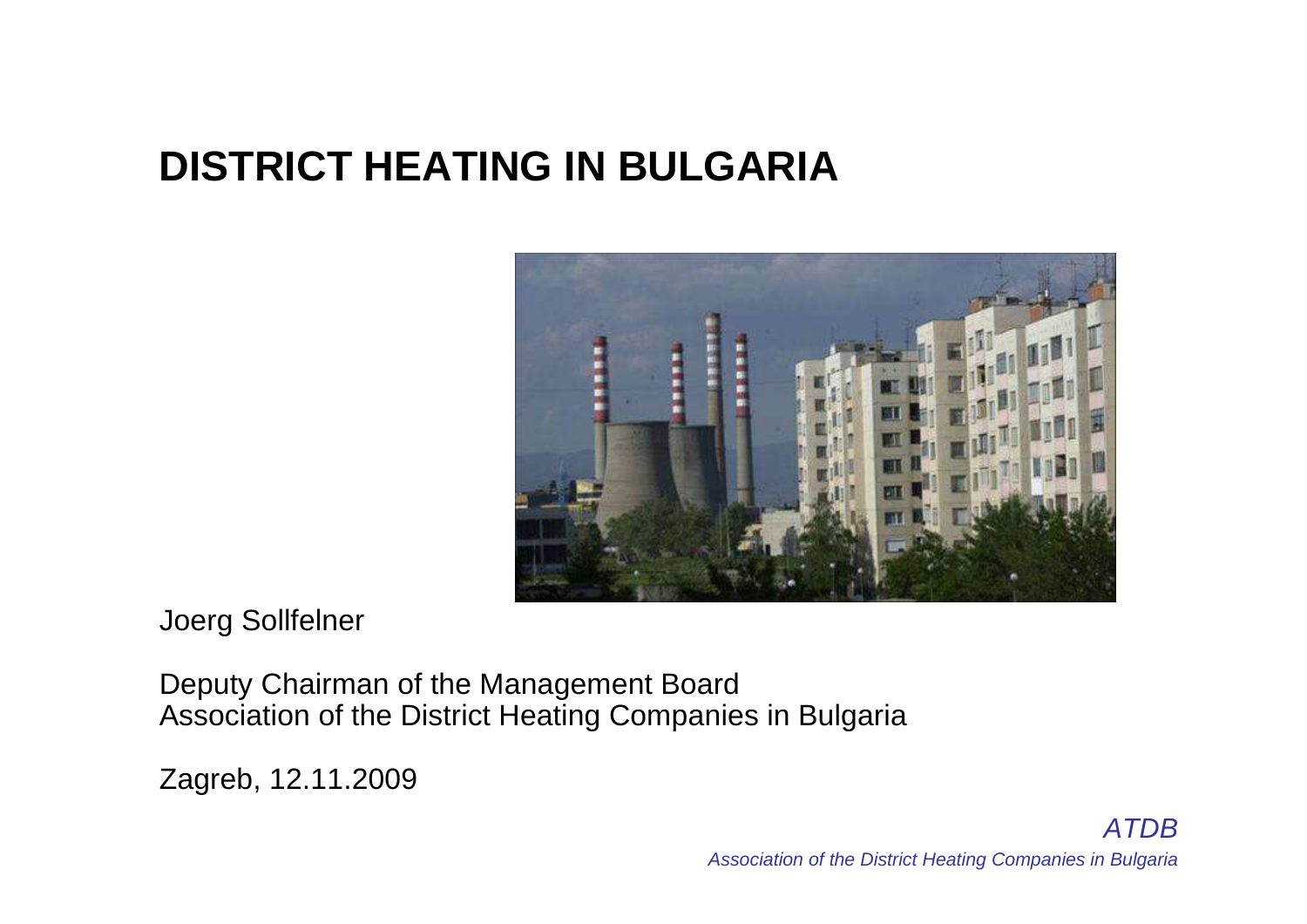# DISTRICT HEATING IN BULGARIA

Joerg Sollfelner

Deputy Chairman of the Management Board
Association of the District Heating Companies in Bulgaria

Zagreb, 12.11.2009

*ATDB*
*Association of the District Heating Companies in Bulgaria*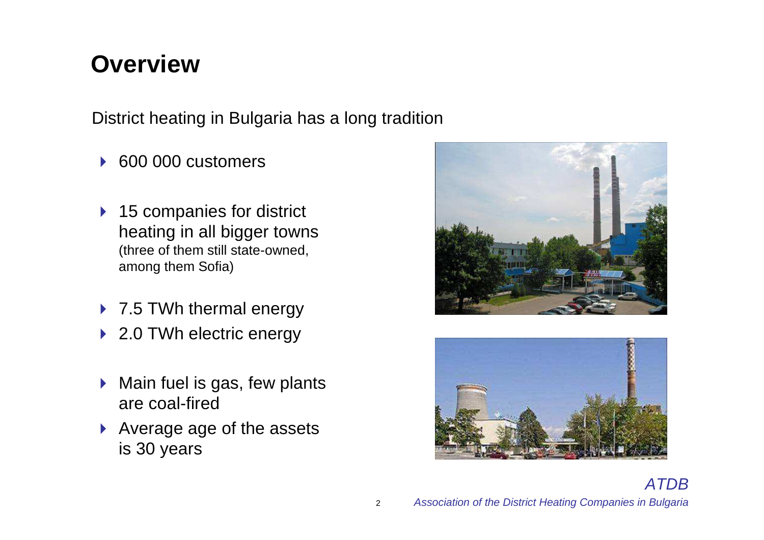# Overview

District heating in Bulgaria has a long tradition

- 600 000 customers
- 15 companies for district heating in all bigger towns (three of them still state-owned, among them Sofia)
- 7.5 TWh thermal energy
- 2.0 TWh electric energy
- Main fuel is gas, few plants are coal-fired
- Average age of the assets is 30 years

*ATDB*

*Association of the District Heating Companies in Bulgaria*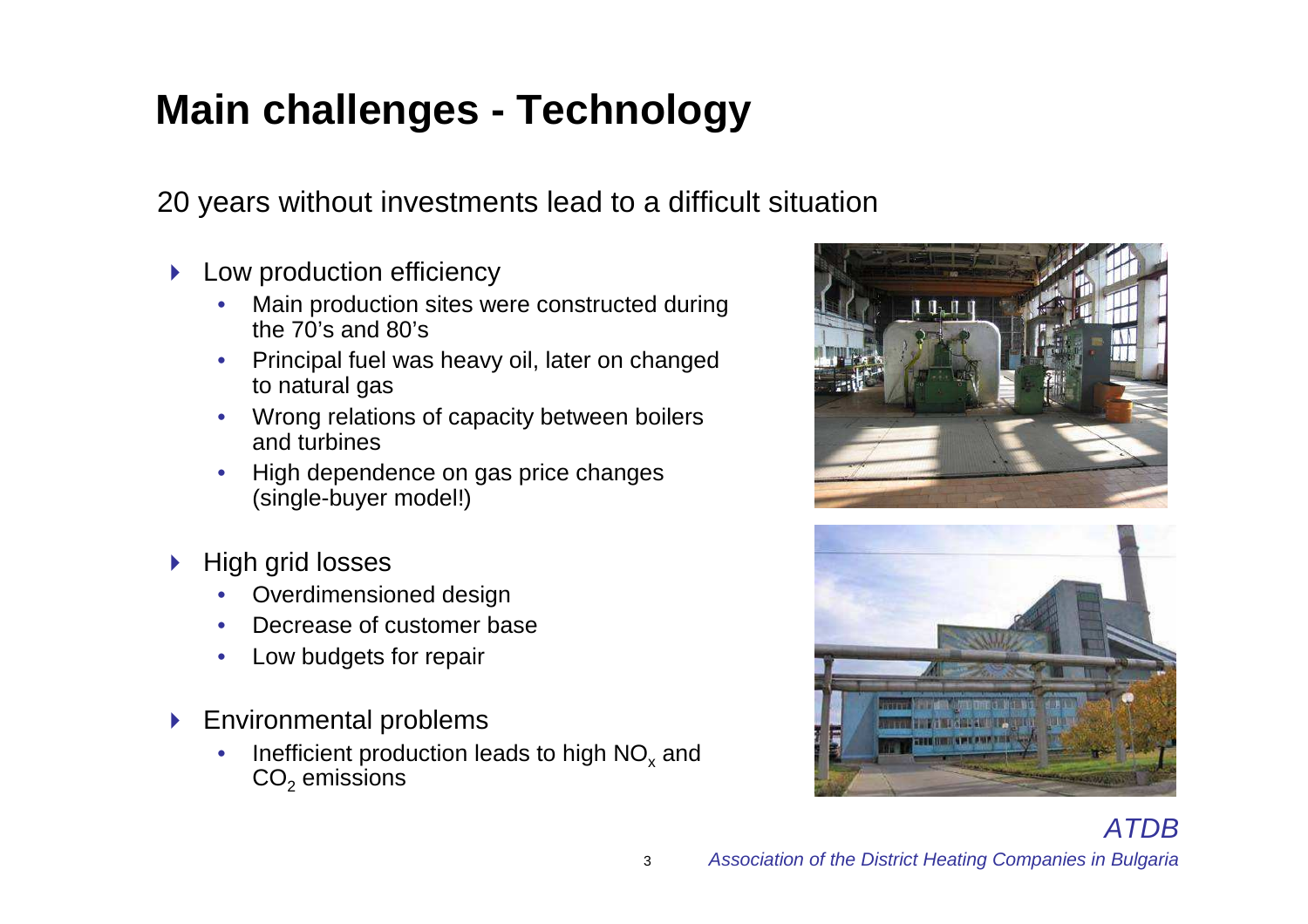# Main challenges - Technology

20 years without investments lead to a difficult situation

- Low production efficiency
  - Main production sites were constructed during the 70's and 80's
  - Principal fuel was heavy oil, later on changed to natural gas
  - Wrong relations of capacity between boilers and turbines
  - High dependence on gas price changes (single-buyer model!)
- High grid losses
  - Overdimensioned design
  - Decrease of customer base
  - Low budgets for repair
- Environmental problems
  - Inefficient production leads to high $NO_x$ and $CO_2$ emissions

*ATDB*

*Association of the District Heating Companies in Bulgaria*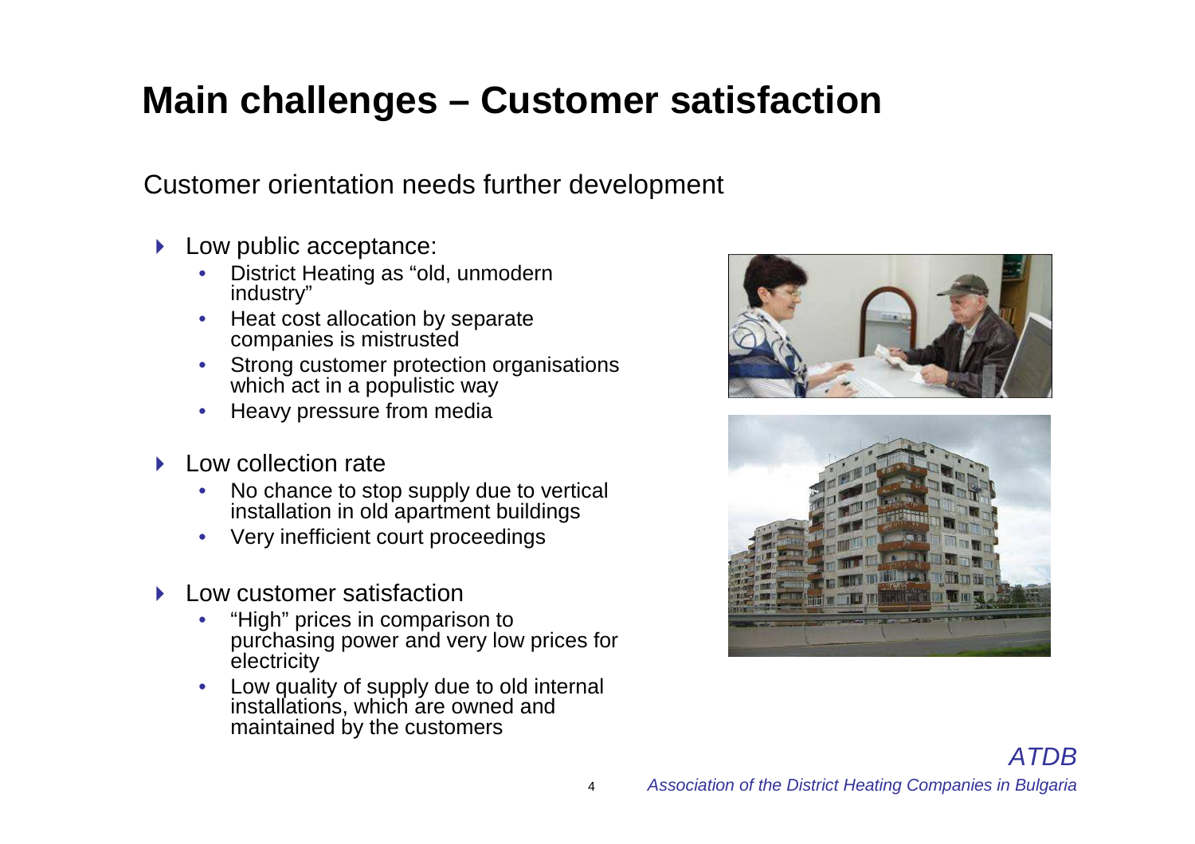# Main challenges – Customer satisfaction

Customer orientation needs further development

- Low public acceptance:
  - District Heating as "old, unmodern industry"
  - Heat cost allocation by separate companies is mistrusted
  - Strong customer protection organisations which act in a populistic way
  - Heavy pressure from media
- Low collection rate
  - No chance to stop supply due to vertical installation in old apartment buildings
  - Very inefficient court proceedings
- Low customer satisfaction
  - "High" prices in comparison to purchasing power and very low prices for electricity
  - Low quality of supply due to old internal installations, which are owned and maintained by the customers

*ATDB*

*Association of the District Heating Companies in Bulgaria*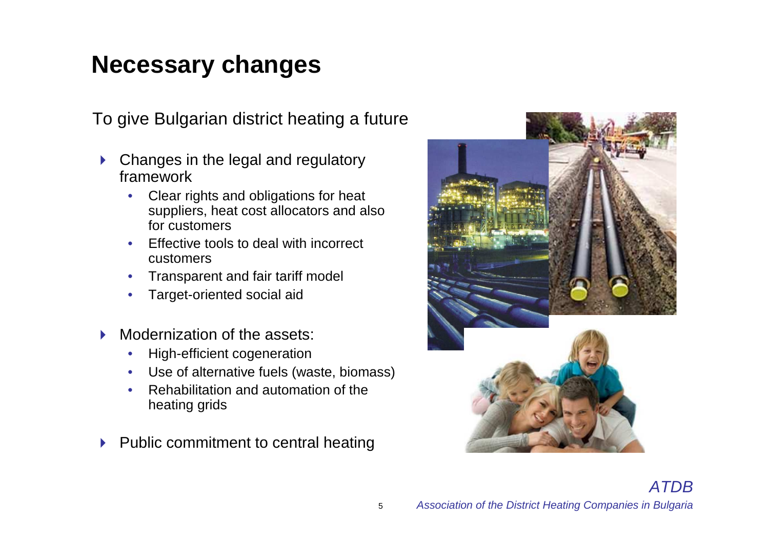# Necessary changes

To give Bulgarian district heating a future

- Changes in the legal and regulatory framework
  - Clear rights and obligations for heat suppliers, heat cost allocators and also for customers
  - Effective tools to deal with incorrect customers
  - Transparent and fair tariff model
  - Target-oriented social aid
- Modernization of the assets:
  - High-efficient cogeneration
  - Use of alternative fuels (waste, biomass)
  - Rehabilitation and automation of the heating grids
- Public commitment to central heating

*ATDB*
*Association of the District Heating Companies in Bulgaria*